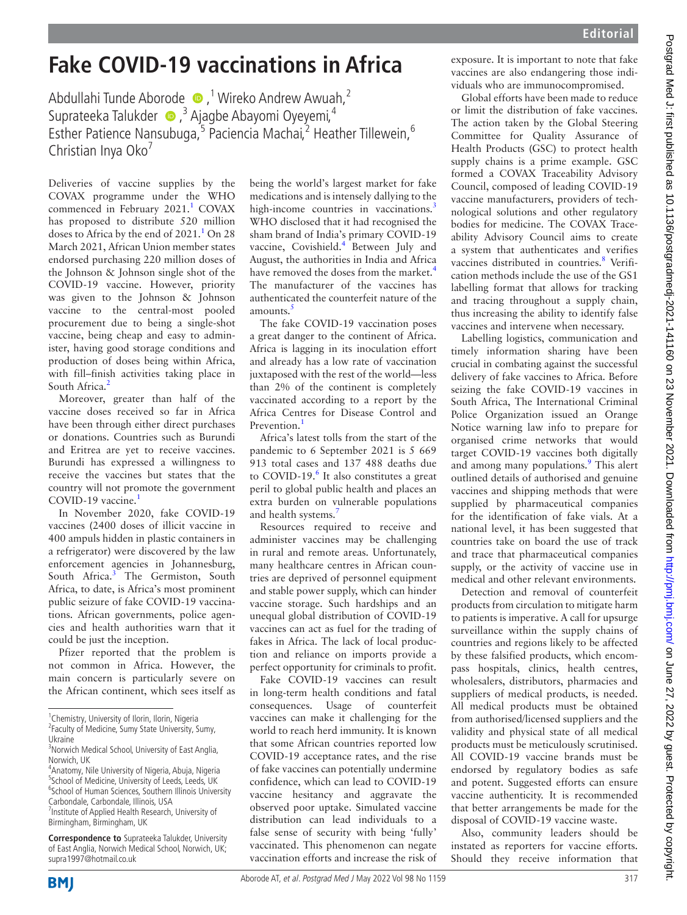# Fake COVID-19 vaccinations in Africa

Abdullahi Tunde Aborode,[1] Wireko Andrew Awuah,[2] Suprateeka Talukder,[3] Ajagbe Abayomi Oyeyemi,[4] Esther Patience Nansubuga,[5] Paciencia Machai,[2] Heather Tillewein,[6] Christian Inya Oko[7]

Deliveries of vaccine supplies by the COVAX programme under the WHO commenced in February 2021.[1] COVAX has proposed to distribute 520 million doses to Africa by the end of 2021.[1] On 28 March 2021, African Union member states endorsed purchasing 220 million doses of the Johnson & Johnson single shot of the COVID-19 vaccine. However, priority was given to the Johnson & Johnson vaccine to the central-most pooled procurement due to being a single-shot vaccine, being cheap and easy to administer, having good storage conditions and production of doses being within Africa, with fill–finish activities taking place in South Africa.[2]

Moreover, greater than half of the vaccine doses received so far in Africa have been through either direct purchases or donations. Countries such as Burundi and Eritrea are yet to receive vaccines. Burundi has expressed a willingness to receive the vaccines but states that the country will not promote the government COVID-19 vaccine.[1]

In November 2020, fake COVID-19 vaccines (2400 doses of illicit vaccine in 400 ampuls hidden in plastic containers in a refrigerator) were discovered by the law enforcement agencies in Johannesburg, South Africa.[3] The Germiston, South Africa, to date, is Africa's most prominent public seizure of fake COVID-19 vaccinations. African governments, police agencies and health authorities warn that it could be just the inception.

Pfizer reported that the problem is not common in Africa. However, the main concern is particularly severe on the African continent, which sees itself as being the world's largest market for fake medications and is intensely dallying to the high-income countries in vaccinations.[3] WHO disclosed that it had recognised the sham brand of India's primary COVID-19 vaccine, Covishield.[4] Between July and August, the authorities in India and Africa have removed the doses from the market.[4] The manufacturer of the vaccines has authenticated the counterfeit nature of the amounts.[5]

The fake COVID-19 vaccination poses a great danger to the continent of Africa. Africa is lagging in its inoculation effort and already has a low rate of vaccination juxtaposed with the rest of the world—less than 2% of the continent is completely vaccinated according to a report by the Africa Centres for Disease Control and Prevention.[1]

Africa's latest tolls from the start of the pandemic to 6 September 2021 is 5 669 913 total cases and 137 488 deaths due to COVID-19.[6] It also constitutes a great peril to global public health and places an extra burden on vulnerable populations and health systems.[7]

Resources required to receive and administer vaccines may be challenging in rural and remote areas. Unfortunately, many healthcare centres in African countries are deprived of personnel equipment and stable power supply, which can hinder vaccine storage. Such hardships and an unequal global distribution of COVID-19 vaccines can act as fuel for the trading of fakes in Africa. The lack of local production and reliance on imports provide a perfect opportunity for criminals to profit.

Fake COVID-19 vaccines can result in long-term health conditions and fatal consequences. Usage of counterfeit vaccines can make it challenging for the world to reach herd immunity. It is known that some African countries reported low COVID-19 acceptance rates, and the rise of fake vaccines can potentially undermine confidence, which can lead to COVID-19 vaccine hesitancy and aggravate the observed poor uptake. Simulated vaccine distribution can lead individuals to a false sense of security with being 'fully' vaccinated. This phenomenon can negate vaccination efforts and increase the risk of exposure. It is important to note that fake vaccines are also endangering those individuals who are immunocompromised.

Global efforts have been made to reduce or limit the distribution of fake vaccines. The action taken by the Global Steering Committee for Quality Assurance of Health Products (GSC) to protect health supply chains is a prime example. GSC formed a COVAX Traceability Advisory Council, composed of leading COVID-19 vaccine manufacturers, providers of technological solutions and other regulatory bodies for medicine. The COVAX Traceability Advisory Council aims to create a system that authenticates and verifies vaccines distributed in countries.[8] Verification methods include the use of the GS1 labelling format that allows for tracking and tracing throughout a supply chain, thus increasing the ability to identify false vaccines and intervene when necessary.

Labelling logistics, communication and timely information sharing have been crucial in combating against the successful delivery of fake vaccines to Africa. Before seizing the fake COVID-19 vaccines in South Africa, The International Criminal Police Organization issued an Orange Notice warning law info to prepare for organised crime networks that would target COVID-19 vaccines both digitally and among many populations.[9] This alert outlined details of authorised and genuine vaccines and shipping methods that were supplied by pharmaceutical companies for the identification of fake vials. At a national level, it has been suggested that countries take on board the use of track and trace that pharmaceutical companies supply, or the activity of vaccine use in medical and other relevant environments.

Detection and removal of counterfeit products from circulation to mitigate harm to patients is imperative. A call for upsurge surveillance within the supply chains of countries and regions likely to be affected by these falsified products, which encompass hospitals, clinics, health centres, wholesalers, distributors, pharmacies and suppliers of medical products, is needed. All medical products must be obtained from authorised/licensed suppliers and the validity and physical state of all medical products must be meticulously scrutinised. All COVID-19 vaccine brands must be endorsed by regulatory bodies as safe and potent. Suggested efforts can ensure vaccine authenticity. It is recommended that better arrangements be made for the disposal of COVID-19 vaccine waste.

Also, community leaders should be instated as reporters for vaccine efforts. Should they receive information that

---

[1]Chemistry, University of Ilorin, Ilorin, Nigeria
[2]Faculty of Medicine, Sumy State University, Sumy, Ukraine
[3]Norwich Medical School, University of East Anglia, Norwich, UK
[4]Anatomy, Nile University of Nigeria, Abuja, Nigeria
[5]School of Medicine, University of Leeds, Leeds, UK
[6]School of Human Sciences, Southern Illinois University Carbondale, Carbondale, Illinois, USA
[7]Institute of Applied Health Research, University of Birmingham, Birmingham, UK

**Correspondence to** Suprateeka Talukder, University of East Anglia, Norwich Medical School, Norwich, UK; supra1997@hotmail.co.uk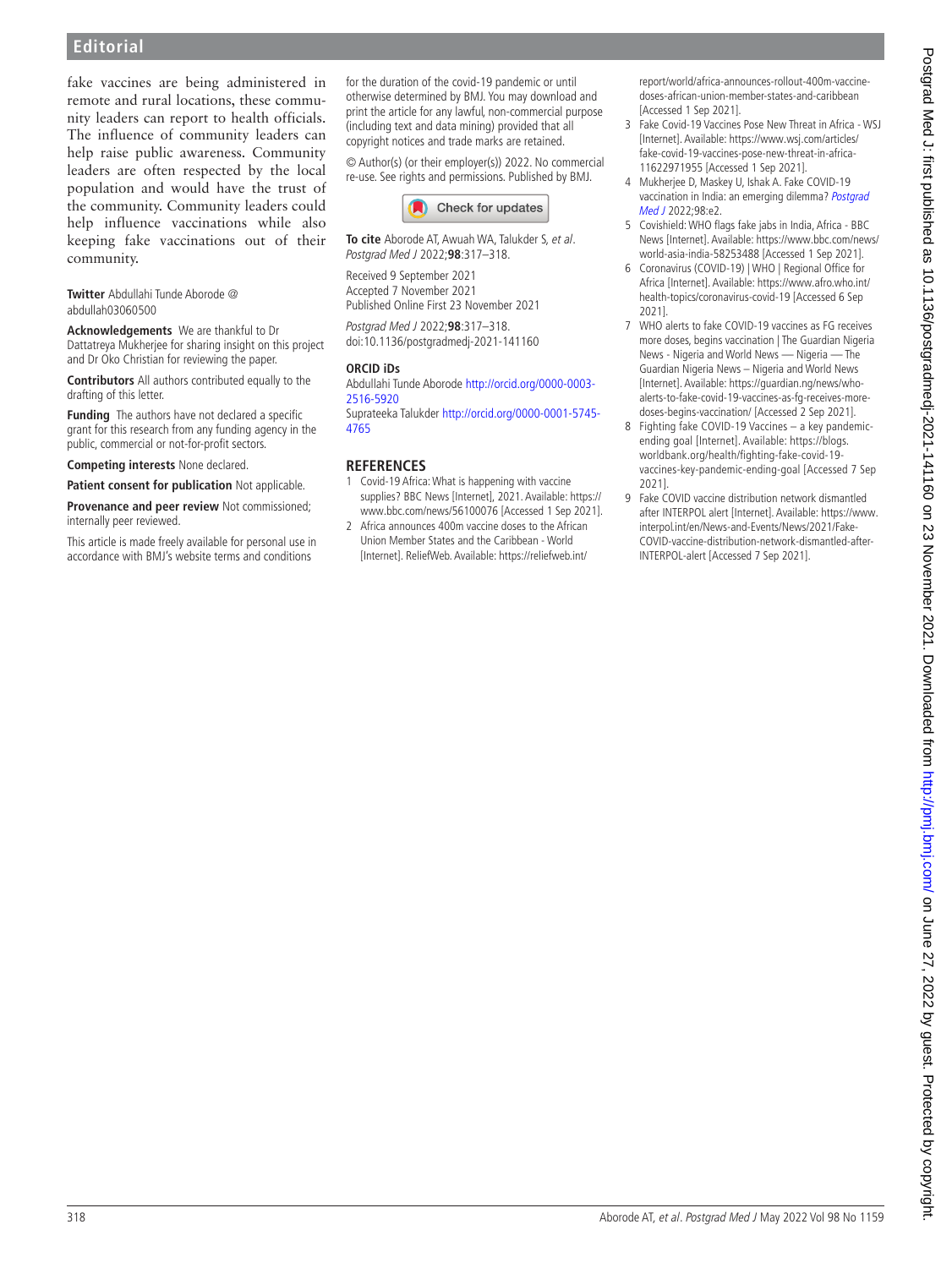fake vaccines are being administered in remote and rural locations, these community leaders can report to health officials. The influence of community leaders can help raise public awareness. Community leaders are often respected by the local population and would have the trust of the community. Community leaders could help influence vaccinations while also keeping fake vaccinations out of their community.

**Twitter** Abdullahi Tunde Aborode @ abdullah03060500

**Acknowledgements** We are thankful to Dr Dattatreya Mukherjee for sharing insight on this project and Dr Oko Christian for reviewing the paper.

**Contributors** All authors contributed equally to the drafting of this letter.

**Funding** The authors have not declared a specific grant for this research from any funding agency in the public, commercial or not-for-profit sectors.

**Competing interests** None declared.

**Patient consent for publication** Not applicable.

**Provenance and peer review** Not commissioned; internally peer reviewed.

This article is made freely available for personal use in accordance with BMJ's website terms and conditions for the duration of the covid-19 pandemic or until otherwise determined by BMJ. You may download and print the article for any lawful, non-commercial purpose (including text and data mining) provided that all copyright notices and trade marks are retained.

© Author(s) (or their employer(s)) 2022. No commercial re-use. See rights and permissions. Published by BMJ.

**To cite** Aborode AT, Awuah WA, Talukder S, *et al*. *Postgrad Med J* 2022;**98**:317–318.

Received 9 September 2021
Accepted 7 November 2021
Published Online First 23 November 2021

*Postgrad Med J* 2022;**98**:317–318.
doi:10.1136/postgradmedj-2021-141160

**ORCID iDs**

Abdullahi Tunde Aborode http://orcid.org/0000-0003-2516-5920
Suprateeka Talukder http://orcid.org/0000-0001-5745-4765

## REFERENCES

1. Covid-19 Africa: What is happening with vaccine supplies? BBC News [Internet], 2021. Available: https://www.bbc.com/news/56100076 [Accessed 1 Sep 2021].
2. Africa announces 400m vaccine doses to the African Union Member States and the Caribbean - World [Internet]. ReliefWeb. Available: https://reliefweb.int/report/world/africa-announces-rollout-400m-vaccine-doses-african-union-member-states-and-caribbean [Accessed 1 Sep 2021].
3. Fake Covid-19 Vaccines Pose New Threat in Africa - WSJ [Internet]. Available: https://www.wsj.com/articles/fake-covid-19-vaccines-pose-new-threat-in-africa-11622971955 [Accessed 1 Sep 2021].
4. Mukherjee D, Maskey U, Ishak A. Fake COVID-19 vaccination in India: an emerging dilemma? *Postgrad Med J* 2022;98:e2.
5. Covishield: WHO flags fake jabs in India, Africa - BBC News [Internet]. Available: https://www.bbc.com/news/world-asia-india-58253488 [Accessed 1 Sep 2021].
6. Coronavirus (COVID-19) | WHO | Regional Office for Africa [Internet]. Available: https://www.afro.who.int/health-topics/coronavirus-covid-19 [Accessed 6 Sep 2021].
7. WHO alerts to fake COVID-19 vaccines as FG receives more doses, begins vaccination | The Guardian Nigeria News - Nigeria and World News — Nigeria — The Guardian Nigeria News – Nigeria and World News [Internet]. Available: https://guardian.ng/news/who-alerts-to-fake-covid-19-vaccines-as-fg-receives-more-doses-begins-vaccination/ [Accessed 2 Sep 2021].
8. Fighting fake COVID-19 Vaccines – a key pandemic-ending goal [Internet]. Available: https://blogs.worldbank.org/health/fighting-fake-covid-19-vaccines-key-pandemic-ending-goal [Accessed 7 Sep 2021].
9. Fake COVID vaccine distribution network dismantled after INTERPOL alert [Internet]. Available: https://www.interpol.int/en/News-and-Events/News/2021/Fake-COVID-vaccine-distribution-network-dismantled-after-INTERPOL-alert [Accessed 7 Sep 2021].